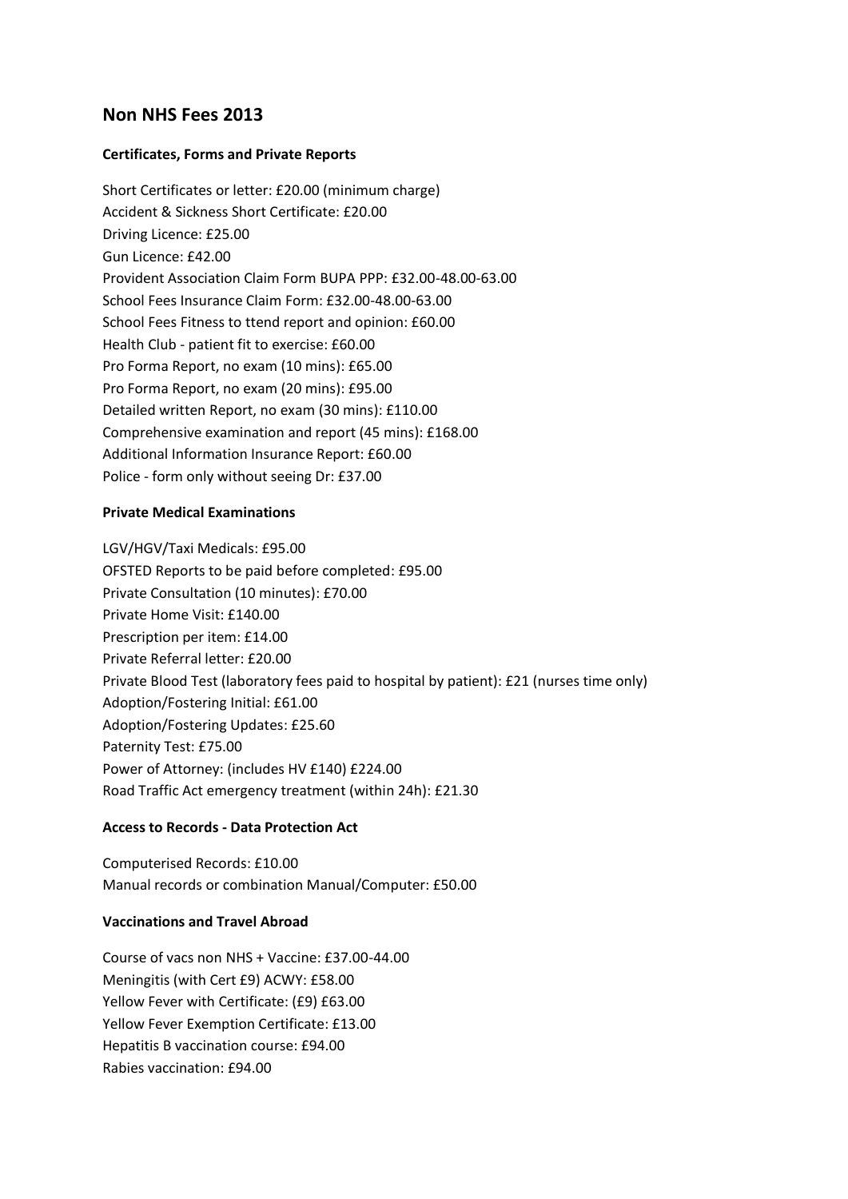# Non NHS Fees 2013

### Certificates, Forms and Private Reports

Short Certificates or letter: £20.00 (minimum charge)
Accident & Sickness Short Certificate: £20.00
Driving Licence: £25.00
Gun Licence: £42.00
Provident Association Claim Form BUPA PPP: £32.00-48.00-63.00
School Fees Insurance Claim Form: £32.00-48.00-63.00
School Fees Fitness to ttend report and opinion: £60.00
Health Club - patient fit to exercise: £60.00
Pro Forma Report, no exam (10 mins): £65.00
Pro Forma Report, no exam (20 mins): £95.00
Detailed written Report, no exam (30 mins): £110.00
Comprehensive examination and report (45 mins): £168.00
Additional Information Insurance Report: £60.00
Police - form only without seeing Dr: £37.00

### Private Medical Examinations

LGV/HGV/Taxi Medicals: £95.00
OFSTED Reports to be paid before completed: £95.00
Private Consultation (10 minutes): £70.00
Private Home Visit: £140.00
Prescription per item: £14.00
Private Referral letter: £20.00
Private Blood Test (laboratory fees paid to hospital by patient): £21 (nurses time only)
Adoption/Fostering Initial: £61.00
Adoption/Fostering Updates: £25.60
Paternity Test: £75.00
Power of Attorney: (includes HV £140) £224.00
Road Traffic Act emergency treatment (within 24h): £21.30

### Access to Records - Data Protection Act

Computerised Records: £10.00
Manual records or combination Manual/Computer: £50.00

### Vaccinations and Travel Abroad

Course of vacs non NHS + Vaccine: £37.00-44.00
Meningitis (with Cert £9) ACWY: £58.00
Yellow Fever with Certificate: (£9) £63.00
Yellow Fever Exemption Certificate: £13.00
Hepatitis B vaccination course: £94.00
Rabies vaccination: £94.00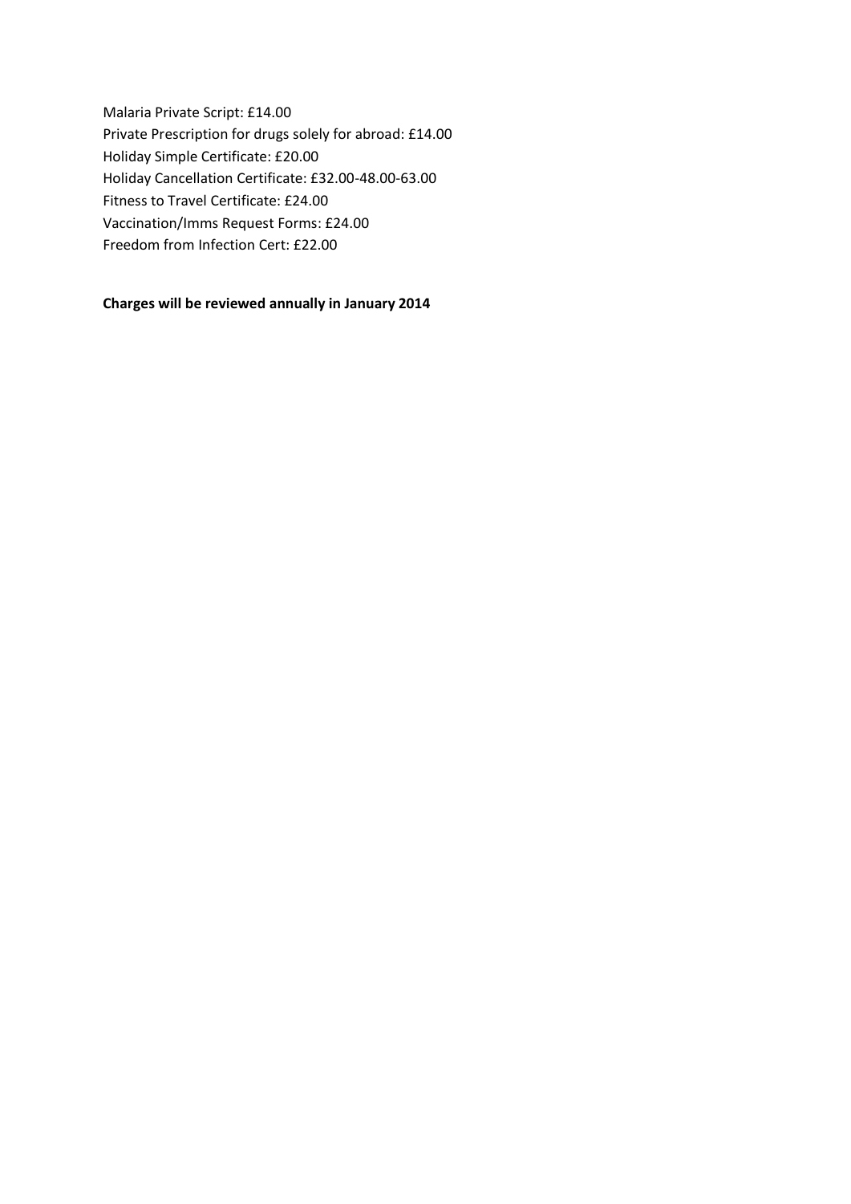Malaria Private Script: £14.00
Private Prescription for drugs solely for abroad: £14.00
Holiday Simple Certificate: £20.00
Holiday Cancellation Certificate: £32.00-48.00-63.00
Fitness to Travel Certificate: £24.00
Vaccination/Imms Request Forms: £24.00
Freedom from Infection Cert: £22.00

**Charges will be reviewed annually in January 2014**